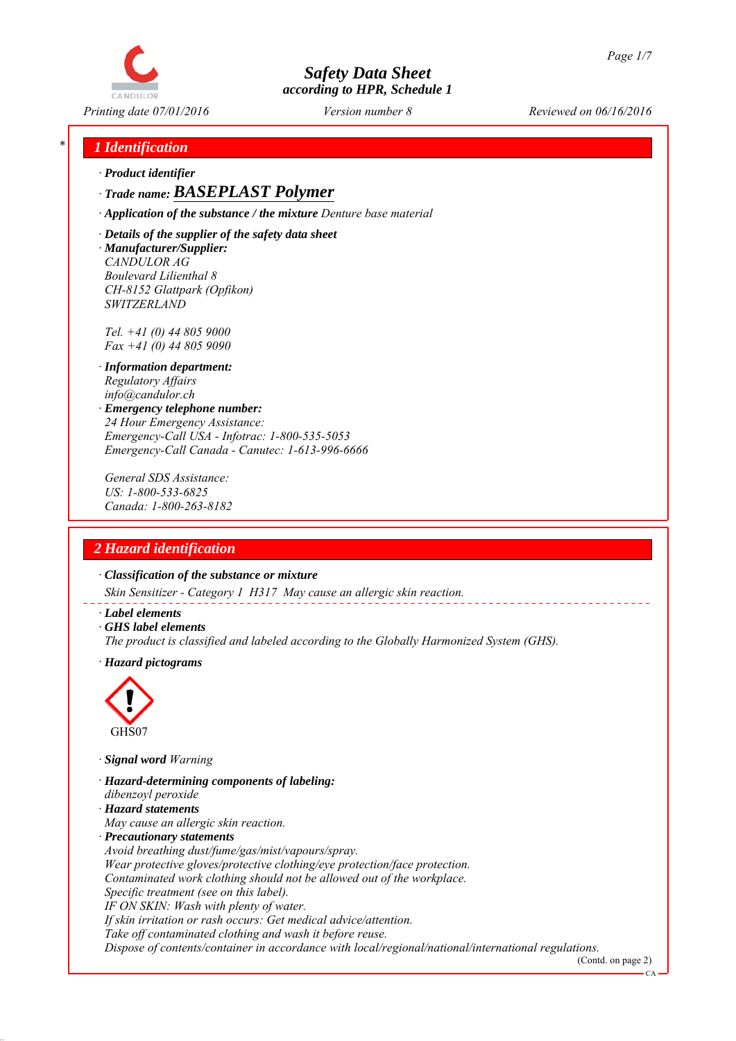# Safety Data Sheet
according to HPR, Schedule 1

Printing date 07/01/2016 | Version number 8 | Reviewed on 06/16/2016

## 1 Identification

· **Product identifier**

· **Trade name:** ***BASEPLAST Polymer***

· **Application of the substance / the mixture** *Denture base material*

· **Details of the supplier of the safety data sheet**

· **Manufacturer/Supplier:**
CANDULOR AG
Boulevard Lilienthal 8
CH-8152 Glattpark (Opfikon)
SWITZERLAND

Tel. +41 (0) 44 805 9000
Fax +41 (0) 44 805 9090

· **Information department:**
Regulatory Affairs
info@candulor.ch

· **Emergency telephone number:**
24 Hour Emergency Assistance:
Emergency-Call USA - Infotrac: 1-800-535-5053
Emergency-Call Canada - Canutec: 1-613-996-6666

General SDS Assistance:
US: 1-800-533-6825
Canada: 1-800-263-8182

## 2 Hazard identification

· **Classification of the substance or mixture**
Skin Sensitizer - Category 1 H317 May cause an allergic skin reaction.

· **Label elements**

· **GHS label elements**
The product is classified and labeled according to the Globally Harmonized System (GHS).

· **Hazard pictograms**

GHS07

· **Signal word** Warning

· **Hazard-determining components of labeling:**
dibenzoyl peroxide

· **Hazard statements**
May cause an allergic skin reaction.

· **Precautionary statements**
Avoid breathing dust/fume/gas/mist/vapours/spray.
Wear protective gloves/protective clothing/eye protection/face protection.
Contaminated work clothing should not be allowed out of the workplace.
Specific treatment (see on this label).
IF ON SKIN: Wash with plenty of water.
If skin irritation or rash occurs: Get medical advice/attention.
Take off contaminated clothing and wash it before reuse.
Dispose of contents/container in accordance with local/regional/national/international regulations.

(Contd. on page 2)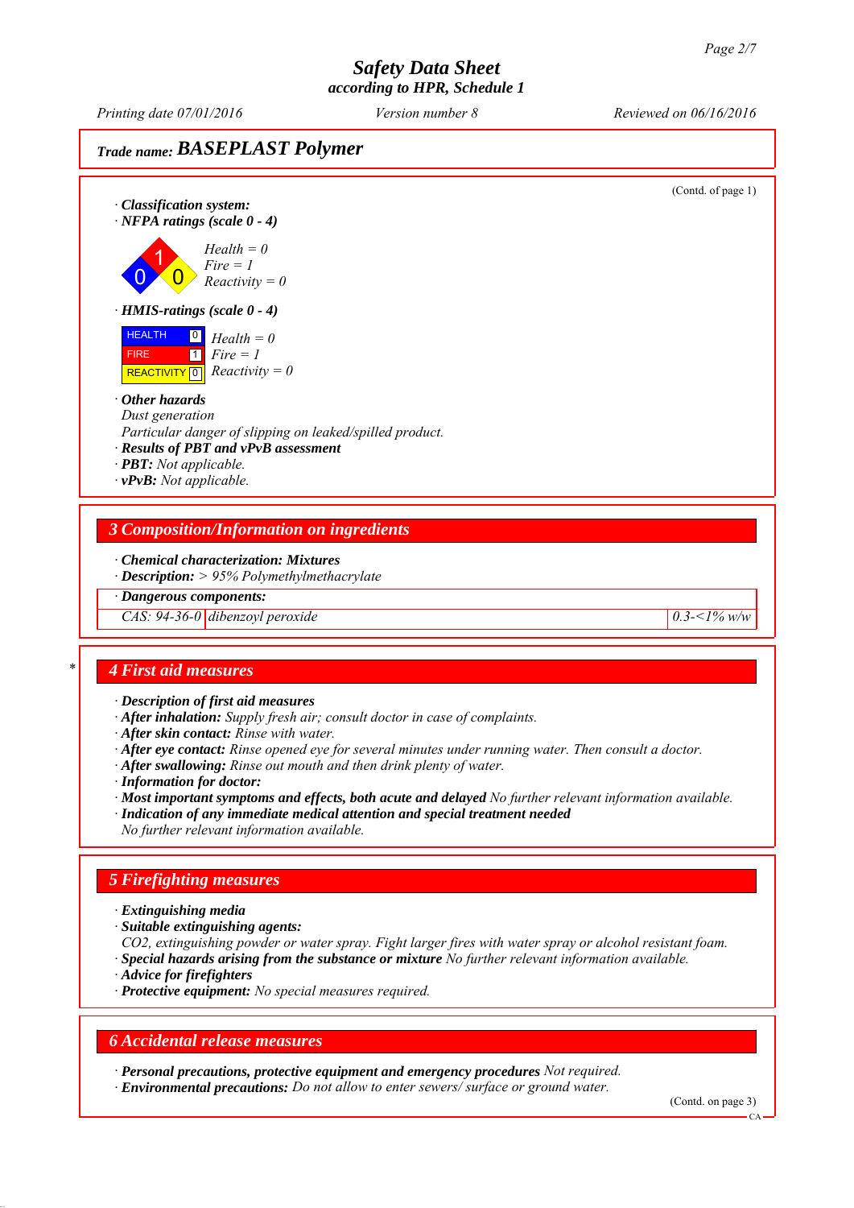## Trade name: BASEPLAST Polymer

(Contd. of page 1)

· **Classification system:**
· **NFPA ratings (scale 0 - 4)**

*Health = 0*
*Fire = 1*
*Reactivity = 0*

· **HMIS-ratings (scale 0 - 4)**

| | | |
|---|---|---|
| HEALTH | 0 | Health = 0 |
| FIRE | 1 | Fire = 1 |
| REACTIVITY | 0 | Reactivity = 0 |

· **Other hazards**
Dust generation
Particular danger of slipping on leaked/spilled product.
· **Results of PBT and vPvB assessment**
· **PBT:** Not applicable.
· **vPvB:** Not applicable.

## 3 Composition/Information on ingredients

· **Chemical characterization: Mixtures**
· **Description:** > 95% Polymethylmethacrylate

| · Dangerous components: | | |
|---|---|---|
| CAS: 94-36-0 | dibenzoyl peroxide | 0.3-<1% w/w |

## 4 First aid measures

· **Description of first aid measures**
· **After inhalation:** Supply fresh air; consult doctor in case of complaints.
· **After skin contact:** Rinse with water.
· **After eye contact:** Rinse opened eye for several minutes under running water. Then consult a doctor.
· **After swallowing:** Rinse out mouth and then drink plenty of water.
· **Information for doctor:**
· **Most important symptoms and effects, both acute and delayed** No further relevant information available.
· **Indication of any immediate medical attention and special treatment needed**
No further relevant information available.

## 5 Firefighting measures

· **Extinguishing media**
· **Suitable extinguishing agents:**
$CO_2$, extinguishing powder or water spray. Fight larger fires with water spray or alcohol resistant foam.
· **Special hazards arising from the substance or mixture** No further relevant information available.
· **Advice for firefighters**
· **Protective equipment:** No special measures required.

## 6 Accidental release measures

· **Personal precautions, protective equipment and emergency procedures** Not required.
· **Environmental precautions:** Do not allow to enter sewers/ surface or ground water.

(Contd. on page 3)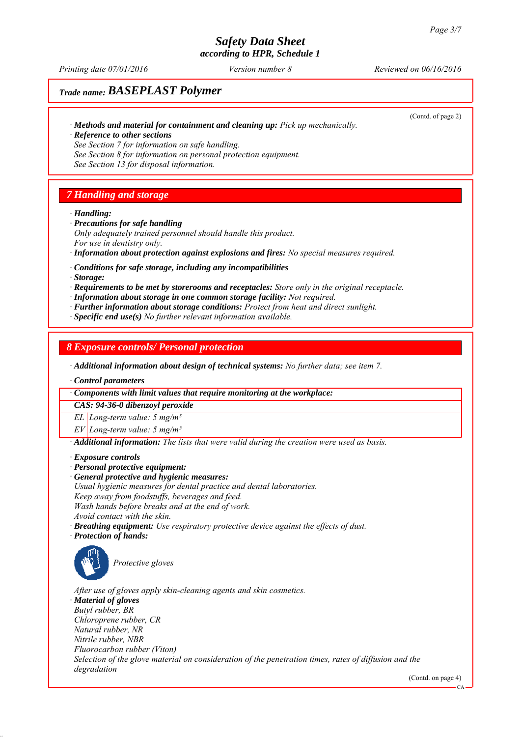## Trade name: BASEPLAST Polymer

(Contd. of page 2)

· **Methods and material for containment and cleaning up:** *Pick up mechanically.*
· **Reference to other sections**
*See Section 7 for information on safe handling.*
*See Section 8 for information on personal protection equipment.*
*See Section 13 for disposal information.*

## 7 Handling and storage

· **Handling:**
· **Precautions for safe handling**
*Only adequately trained personnel should handle this product.*
*For use in dentistry only.*
· **Information about protection against explosions and fires:** *No special measures required.*

· **Conditions for safe storage, including any incompatibilities**
· **Storage:**
· **Requirements to be met by storerooms and receptacles:** *Store only in the original receptacle.*
· **Information about storage in one common storage facility:** *Not required.*
· **Further information about storage conditions:** *Protect from heat and direct sunlight.*
· **Specific end use(s)** *No further relevant information available.*

## 8 Exposure controls/ Personal protection

· **Additional information about design of technical systems:** *No further data; see item 7.*

· **Control parameters**

| · Components with limit values that require monitoring at the workplace: | |
|---|---|
| **CAS: 94-36-0 dibenzoyl peroxide** | |
| EL | Long-term value: 5 mg/m³ |
| EV | Long-term value: 5 mg/m³ |

· **Additional information:** *The lists that were valid during the creation were used as basis.*

· **Exposure controls**
· **Personal protective equipment:**
· **General protective and hygienic measures:**
*Usual hygienic measures for dental practice and dental laboratories.*
*Keep away from foodstuffs, beverages and feed.*
*Wash hands before breaks and at the end of work.*
*Avoid contact with the skin.*
· **Breathing equipment:** *Use respiratory protective device against the effects of dust.*
· **Protection of hands:**

*Protective gloves*

*After use of gloves apply skin-cleaning agents and skin cosmetics.*
· **Material of gloves**
*Butyl rubber, BR*
*Chloroprene rubber, CR*
*Natural rubber, NR*
*Nitrile rubber, NBR*
*Fluorocarbon rubber (Viton)*
*Selection of the glove material on consideration of the penetration times, rates of diffusion and the degradation*

(Contd. on page 4)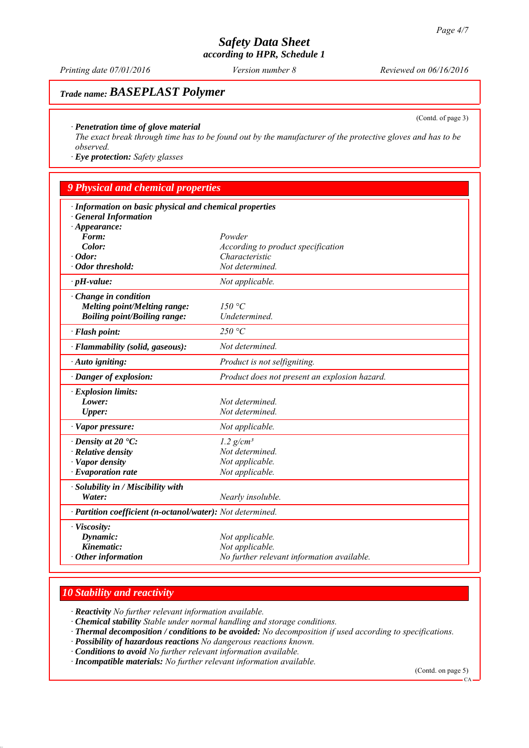(Contd. of page 3)

· **Penetration time of glove material**
The exact break through time has to be found out by the manufacturer of the protective gloves and has to be observed.
· **Eye protection:** Safety glasses

## 9 Physical and chemical properties

| · Information on basic physical and chemical properties | |
|---|---|
| · General Information | |
| · Appearance: | |
| Form: | Powder |
| Color: | According to product specification |
| · Odor: | Characteristic |
| · Odor threshold: | Not determined. |
| · pH-value: | Not applicable. |
| · Change in condition | |
| Melting point/Melting range: | 150 °C |
| Boiling point/Boiling range: | Undetermined. |
| · Flash point: | 250 °C |
| · Flammability (solid, gaseous): | Not determined. |
| · Auto igniting: | Product is not selfigniting. |
| · Danger of explosion: | Product does not present an explosion hazard. |
| · Explosion limits: | |
| Lower: | Not determined. |
| Upper: | Not determined. |
| · Vapor pressure: | Not applicable. |
| · Density at 20 °C: | 1.2 $g/cm^3$ |
| · Relative density | Not determined. |
| · Vapor density | Not applicable. |
| · Evaporation rate | Not applicable. |
| · Solubility in / Miscibility with | |
| Water: | Nearly insoluble. |
| · Partition coefficient (n-octanol/water): | Not determined. |
| · Viscosity: | |
| Dynamic: | Not applicable. |
| Kinematic: | Not applicable. |
| · Other information | No further relevant information available. |

## 10 Stability and reactivity

· **Reactivity** No further relevant information available.
· **Chemical stability** Stable under normal handling and storage conditions.
· **Thermal decomposition / conditions to be avoided:** No decomposition if used according to specifications.
· **Possibility of hazardous reactions** No dangerous reactions known.
· **Conditions to avoid** No further relevant information available.
· **Incompatible materials:** No further relevant information available.

(Contd. on page 5)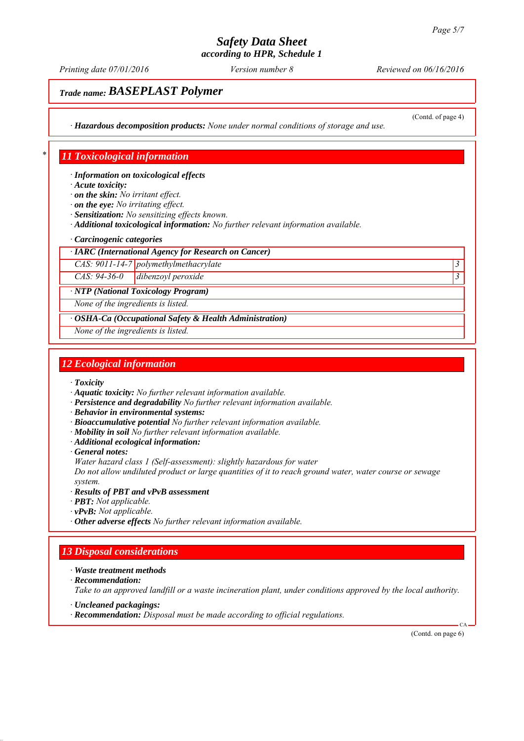Trade name: **BASEPLAST Polymer**

(Contd. of page 4)

· **Hazardous decomposition products:** *None under normal conditions of storage and use.*

## * 11 Toxicological information

· **Information on toxicological effects**
· **Acute toxicity:**
· **on the skin:** *No irritant effect.*
· **on the eye:** *No irritating effect.*
· **Sensitization:** *No sensitizing effects known.*
· **Additional toxicological information:** *No further relevant information available.*

· **Carcinogenic categories**

| · IARC (International Agency for Research on Cancer) | | |
|---|---|---|
| CAS: 9011-14-7 | polymethylmethacrylate | 3 |
| CAS: 94-36-0 | dibenzoyl peroxide | 3 |

| · NTP (National Toxicology Program) |
|---|
| None of the ingredients is listed. |

| · OSHA-Ca (Occupational Safety & Health Administration) |
|---|
| None of the ingredients is listed. |

## 12 Ecological information

· **Toxicity**
· **Aquatic toxicity:** *No further relevant information available.*
· **Persistence and degradability** *No further relevant information available.*
· **Behavior in environmental systems:**
· **Bioaccumulative potential** *No further relevant information available.*
· **Mobility in soil** *No further relevant information available.*
· **Additional ecological information:**
· **General notes:**
*Water hazard class 1 (Self-assessment): slightly hazardous for water*
*Do not allow undiluted product or large quantities of it to reach ground water, water course or sewage system.*
· **Results of PBT and vPvB assessment**
· **PBT:** *Not applicable.*
· **vPvB:** *Not applicable.*
· **Other adverse effects** *No further relevant information available.*

## 13 Disposal considerations

· **Waste treatment methods**
· **Recommendation:**
*Take to an approved landfill or a waste incineration plant, under conditions approved by the local authority.*

· **Uncleaned packagings:**
· **Recommendation:** *Disposal must be made according to official regulations.*

(Contd. on page 6)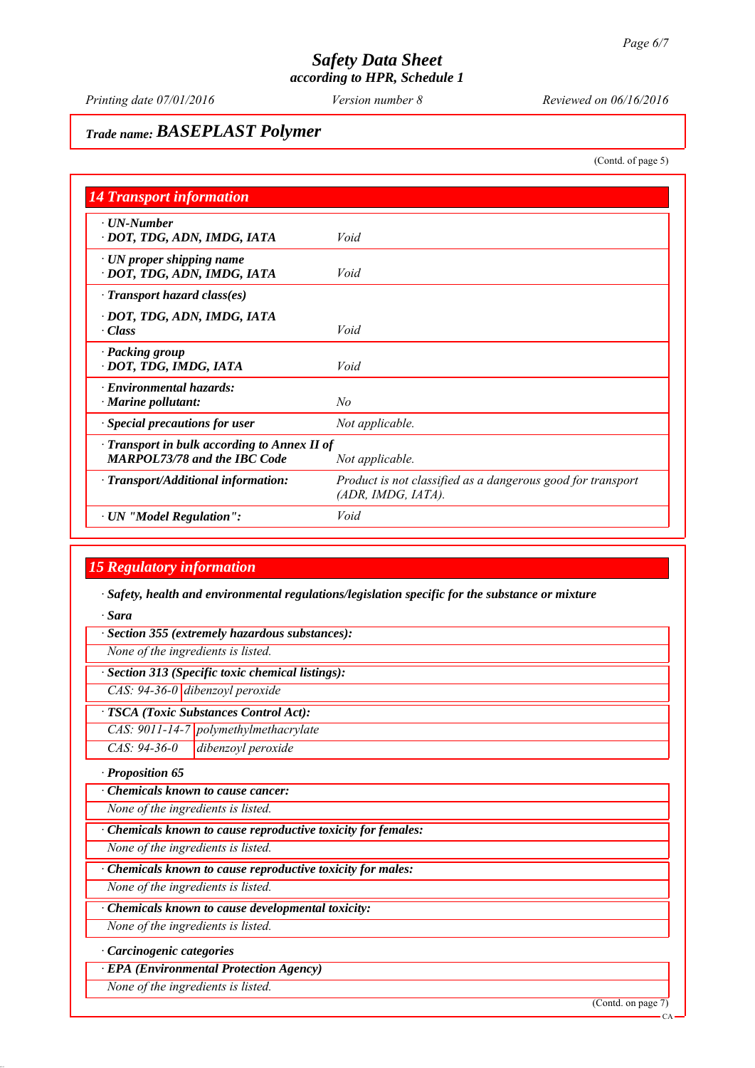# Safety Data Sheet
according to HPR, Schedule 1

Printing date 07/01/2016 | Version number 8 | Reviewed on 06/16/2016

**Trade name: BASEPLAST Polymer**

(Contd. of page 5)

## 14 Transport information

| | |
|---|---|
| **· UN-Number**<br>**· DOT, TDG, ADN, IMDG, IATA** | Void |
| **· UN proper shipping name**<br>**· DOT, TDG, ADN, IMDG, IATA** | Void |
| **· Transport hazard class(es)** | |
| **· DOT, TDG, ADN, IMDG, IATA**<br>**· Class** | Void |
| **· Packing group**<br>**· DOT, TDG, IMDG, IATA** | Void |
| **· Environmental hazards:**<br>**· Marine pollutant:** | No |
| **· Special precautions for user** | Not applicable. |
| **· Transport in bulk according to Annex II of MARPOL73/78 and the IBC Code** | Not applicable. |
| **· Transport/Additional information:** | Product is not classified as a dangerous good for transport (ADR, IMDG, IATA). |
| **· UN "Model Regulation":** | Void |

## 15 Regulatory information

**· Safety, health and environmental regulations/legislation specific for the substance or mixture**

**· Sara**

**· Section 355 (extremely hazardous substances):**

None of the ingredients is listed.

**· Section 313 (Specific toxic chemical listings):**

| | |
|---|---|
| CAS: 94-36-0 | dibenzoyl peroxide |

**· TSCA (Toxic Substances Control Act):**

| | |
|---|---|
| CAS: 9011-14-7 | polymethylmethacrylate |
| CAS: 94-36-0 | dibenzoyl peroxide |

**· Proposition 65**

**· Chemicals known to cause cancer:**

None of the ingredients is listed.

**· Chemicals known to cause reproductive toxicity for females:**

None of the ingredients is listed.

**· Chemicals known to cause reproductive toxicity for males:**

None of the ingredients is listed.

**· Chemicals known to cause developmental toxicity:**

None of the ingredients is listed.

**· Carcinogenic categories**

**· EPA (Environmental Protection Agency)**

None of the ingredients is listed.

(Contd. on page 7)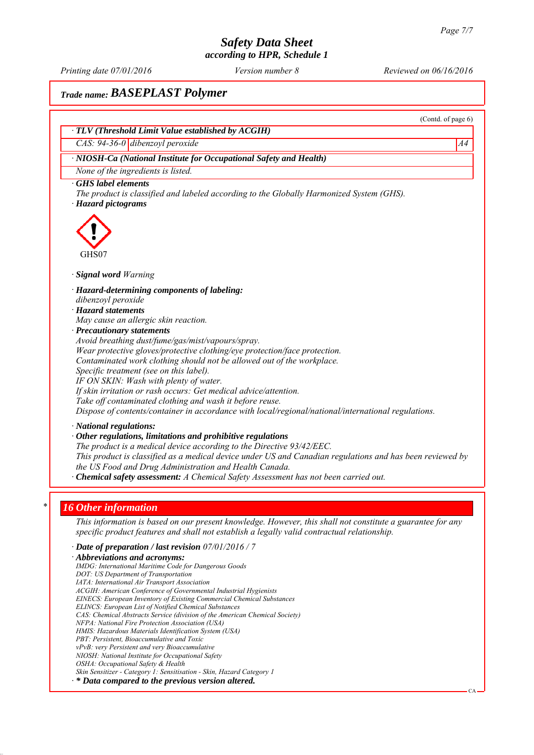# Safety Data Sheet
## according to HPR, Schedule 1

*Printing date 07/01/2016* *Version number 8* *Reviewed on 06/16/2016*

## *Trade name:* ***BASEPLAST Polymer***

(Contd. of page 6)

**· TLV (Threshold Limit Value established by ACGIH)**

| | | |
|---|---|---|
| CAS: 94-36-0 | dibenzoyl peroxide | A4 |

**· NIOSH-Ca (National Institute for Occupational Safety and Health)**

None of the ingredients is listed.

**· GHS label elements**

The product is classified and labeled according to the Globally Harmonized System (GHS).

**· Hazard pictograms**

GHS07

**· Signal word** Warning

**· Hazard-determining components of labeling:**

dibenzoyl peroxide

**· Hazard statements**

May cause an allergic skin reaction.

**· Precautionary statements**

Avoid breathing dust/fume/gas/mist/vapours/spray.
Wear protective gloves/protective clothing/eye protection/face protection.
Contaminated work clothing should not be allowed out of the workplace.
Specific treatment (see on this label).
IF ON SKIN: Wash with plenty of water.
If skin irritation or rash occurs: Get medical advice/attention.
Take off contaminated clothing and wash it before reuse.
Dispose of contents/container in accordance with local/regional/national/international regulations.

**· National regulations:**

**· Other regulations, limitations and prohibitive regulations**

The product is a medical device according to the Directive 93/42/EEC.
This product is classified as a medical device under US and Canadian regulations and has been reviewed by the US Food and Drug Administration and Health Canada.

**· Chemical safety assessment:** A Chemical Safety Assessment has not been carried out.

## * 16 Other information

This information is based on our present knowledge. However, this shall not constitute a guarantee for any specific product features and shall not establish a legally valid contractual relationship.

**· Date of preparation / last revision** 07/01/2016 / 7

**· Abbreviations and acronyms:**

IMDG: International Maritime Code for Dangerous Goods
DOT: US Department of Transportation
IATA: International Air Transport Association
ACGIH: American Conference of Governmental Industrial Hygienists
EINECS: European Inventory of Existing Commercial Chemical Substances
ELINCS: European List of Notified Chemical Substances
CAS: Chemical Abstracts Service (division of the American Chemical Society)
NFPA: National Fire Protection Association (USA)
HMIS: Hazardous Materials Identification System (USA)
PBT: Persistent, Bioaccumulative and Toxic
vPvB: very Persistent and very Bioaccumulative
NIOSH: National Institute for Occupational Safety
OSHA: Occupational Safety & Health
Skin Sensitizer - Category 1: Sensitisation - Skin, Hazard Category 1

**· * Data compared to the previous version altered.**